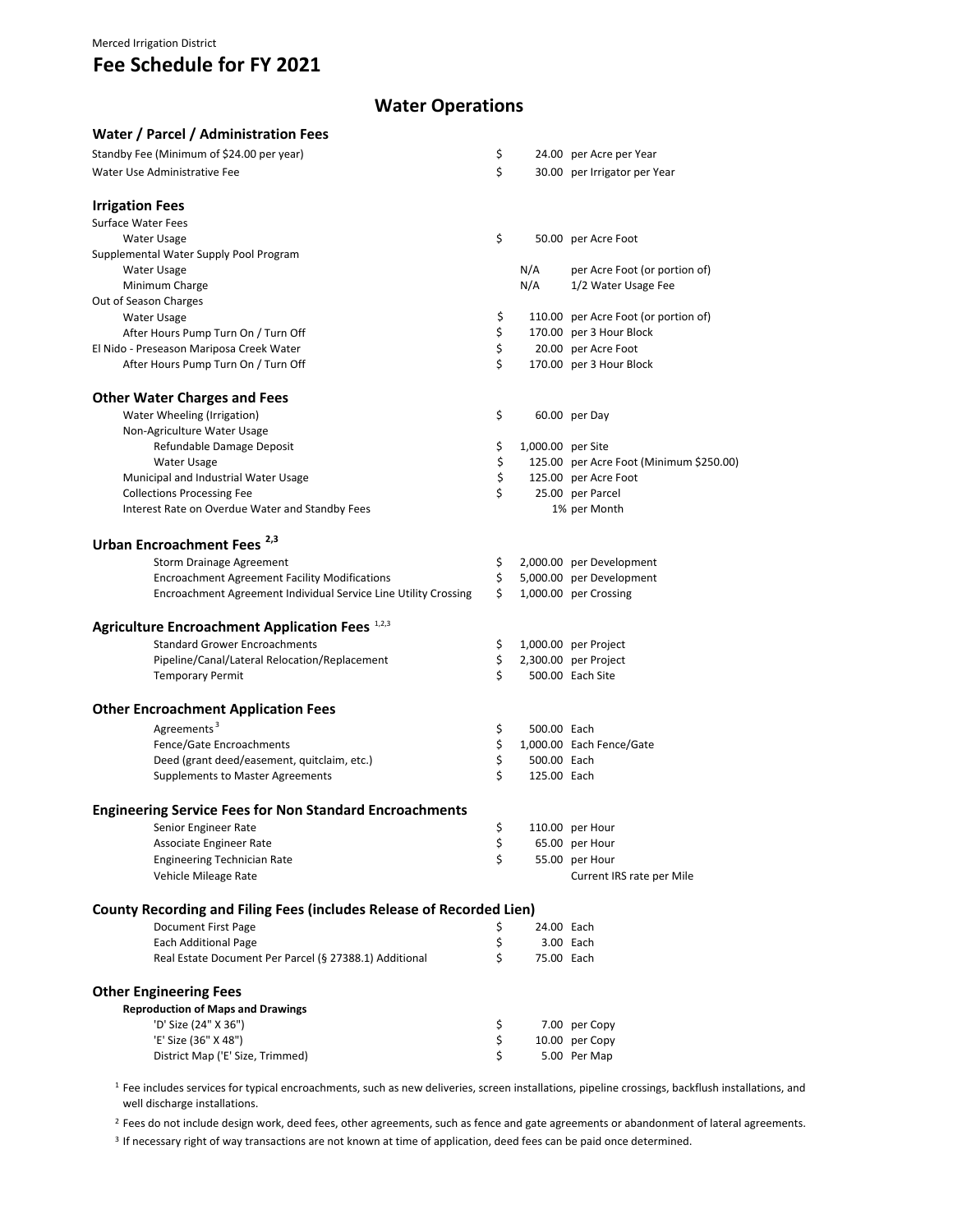Merced Irrigation District

# Fee Schedule for FY 2021

## Water Operations

### Water / Parcel / Administration Fees

| Item | | Amount | Unit |
|---|---|---|---|
| Standby Fee (Minimum of $24.00 per year) | $ | 24.00 | per Acre per Year |
| Water Use Administrative Fee | $ | 30.00 | per Irrigator per Year |

### Irrigation Fees

| Item | | Amount | Unit |
|---|---|---|---|
| Surface Water Fees | | | |
| Water Usage | $ | 50.00 | per Acre Foot |
| Supplemental Water Supply Pool Program | | | |
| Water Usage | | N/A | per Acre Foot (or portion of) |
| Minimum Charge | | N/A | 1/2 Water Usage Fee |
| Out of Season Charges | | | |
| Water Usage | $ | 110.00 | per Acre Foot (or portion of) |
| After Hours Pump Turn On / Turn Off | $ | 170.00 | per 3 Hour Block |
| El Nido - Preseason Mariposa Creek Water | $ | 20.00 | per Acre Foot |
| After Hours Pump Turn On / Turn Off | $ | 170.00 | per 3 Hour Block |

### Other Water Charges and Fees

| Item | | Amount | Unit |
|---|---|---|---|
| Water Wheeling (Irrigation) | $ | 60.00 | per Day |
| Non-Agriculture Water Usage | | | |
| Refundable Damage Deposit | $ | 1,000.00 | per Site |
| Water Usage | $ | 125.00 | per Acre Foot (Minimum $250.00) |
| Municipal and Industrial Water Usage | $ | 125.00 | per Acre Foot |
| Collections Processing Fee | $ | 25.00 | per Parcel |
| Interest Rate on Overdue Water and Standby Fees | | 1% | per Month |

### Urban Encroachment Fees [2,3]

| Item | | Amount | Unit |
|---|---|---|---|
| Storm Drainage Agreement | $ | 2,000.00 | per Development |
| Encroachment Agreement Facility Modifications | $ | 5,000.00 | per Development |
| Encroachment Agreement Individual Service Line Utility Crossing | $ | 1,000.00 | per Crossing |

### Agriculture Encroachment Application Fees [1,2,3]

| Item | | Amount | Unit |
|---|---|---|---|
| Standard Grower Encroachments | $ | 1,000.00 | per Project |
| Pipeline/Canal/Lateral Relocation/Replacement | $ | 2,300.00 | per Project |
| Temporary Permit | $ | 500.00 | Each Site |

### Other Encroachment Application Fees

| Item | | Amount | Unit |
|---|---|---|---|
| Agreements [3] | $ | 500.00 | Each |
| Fence/Gate Encroachments | $ | 1,000.00 | Each Fence/Gate |
| Deed (grant deed/easement, quitclaim, etc.) | $ | 500.00 | Each |
| Supplements to Master Agreements | $ | 125.00 | Each |

### Engineering Service Fees for Non Standard Encroachments

| Item | | Amount | Unit |
|---|---|---|---|
| Senior Engineer Rate | $ | 110.00 | per Hour |
| Associate Engineer Rate | $ | 65.00 | per Hour |
| Engineering Technician Rate | $ | 55.00 | per Hour |
| Vehicle Mileage Rate | | | Current IRS rate per Mile |

### County Recording and Filing Fees (includes Release of Recorded Lien)

| Item | | Amount | Unit |
|---|---|---|---|
| Document First Page | $ | 24.00 | Each |
| Each Additional Page | $ | 3.00 | Each |
| Real Estate Document Per Parcel (§ 27388.1) Additional | $ | 75.00 | Each |

### Other Engineering Fees

**Reproduction of Maps and Drawings**

| Item | | Amount | Unit |
|---|---|---|---|
| 'D' Size (24" X 36") | $ | 7.00 | per Copy |
| 'E' Size (36" X 48") | $ | 10.00 | per Copy |
| District Map ('E' Size, Trimmed) | $ | 5.00 | Per Map |

[1] Fee includes services for typical encroachments, such as new deliveries, screen installations, pipeline crossings, backflush installations, and well discharge installations.

[2] Fees do not include design work, deed fees, other agreements, such as fence and gate agreements or abandonment of lateral agreements.

[3] If necessary right of way transactions are not known at time of application, deed fees can be paid once determined.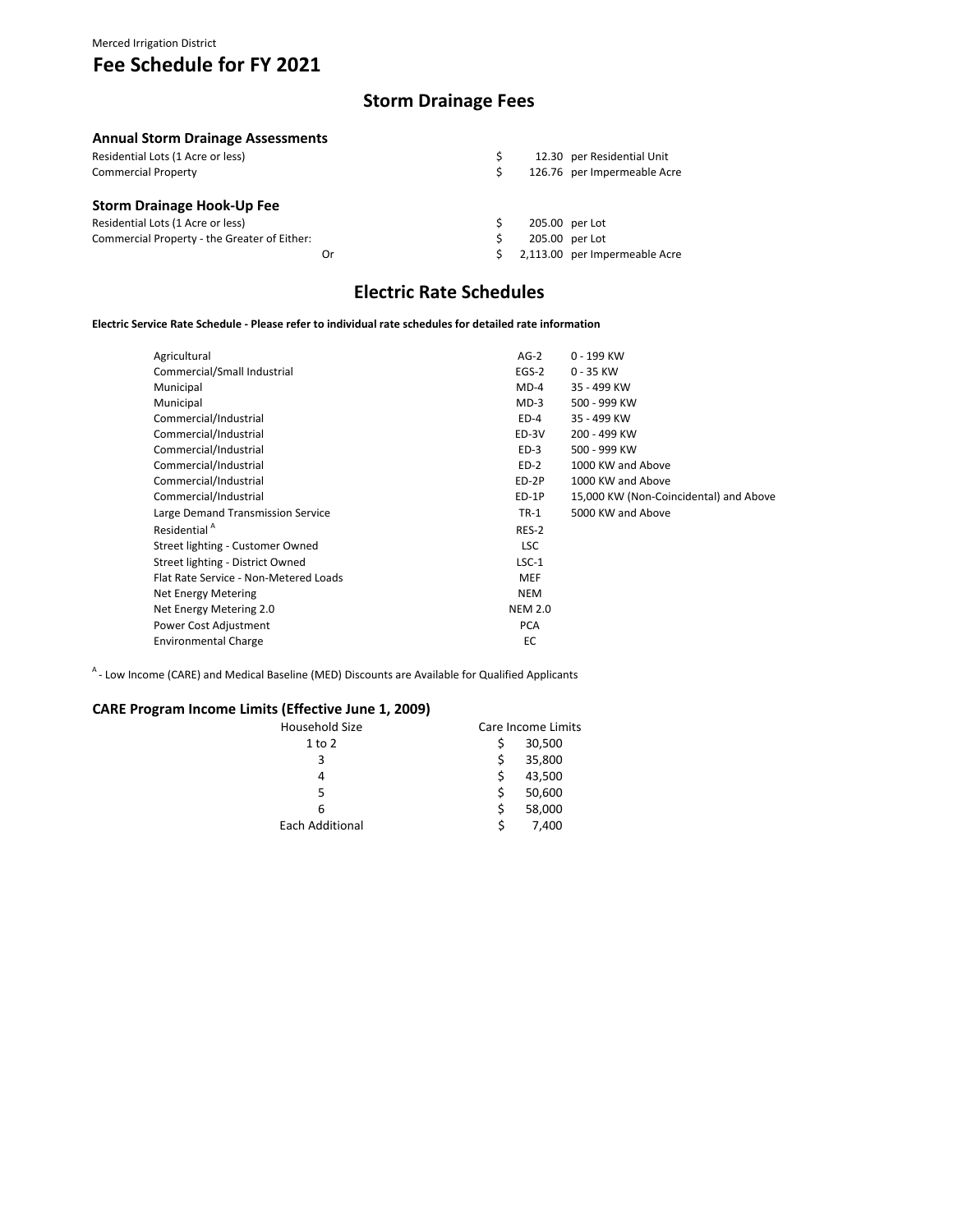Merced Irrigation District

# Fee Schedule for FY 2021

## Storm Drainage Fees

### Annual Storm Drainage Assessments

| | | |
|---|---|---|
| Residential Lots (1 Acre or less) | $ 12.30 | per Residential Unit |
| Commercial Property | $ 126.76 | per Impermeable Acre |

### Storm Drainage Hook-Up Fee

| | | |
|---|---|---|
| Residential Lots (1 Acre or less) | $ 205.00 | per Lot |
| Commercial Property - the Greater of Either: | $ 205.00 | per Lot |
| Or | $ 2,113.00 | per Impermeable Acre |

## Electric Rate Schedules

**Electric Service Rate Schedule - Please refer to individual rate schedules for detailed rate information**

| | | |
|---|---|---|
| Agricultural | AG-2 | 0 - 199 KW |
| Commercial/Small Industrial | EGS-2 | 0 - 35 KW |
| Municipal | MD-4 | 35 - 499 KW |
| Municipal | MD-3 | 500 - 999 KW |
| Commercial/Industrial | ED-4 | 35 - 499 KW |
| Commercial/Industrial | ED-3V | 200 - 499 KW |
| Commercial/Industrial | ED-3 | 500 - 999 KW |
| Commercial/Industrial | ED-2 | 1000 KW and Above |
| Commercial/Industrial | ED-2P | 1000 KW and Above |
| Commercial/Industrial | ED-1P | 15,000 KW (Non-Coincidental) and Above |
| Large Demand Transmission Service | TR-1 | 5000 KW and Above |
| Residential [A] | RES-2 | |
| Street lighting - Customer Owned | LSC | |
| Street lighting - District Owned | LSC-1 | |
| Flat Rate Service - Non-Metered Loads | MEF | |
| Net Energy Metering | NEM | |
| Net Energy Metering 2.0 | NEM 2.0 | |
| Power Cost Adjustment | PCA | |
| Environmental Charge | EC | |

[A] - Low Income (CARE) and Medical Baseline (MED) Discounts are Available for Qualified Applicants

### CARE Program Income Limits (Effective June 1, 2009)

| Household Size | Care Income Limits |
|---|---|
| 1 to 2 | $ 30,500 |
| 3 | $ 35,800 |
| 4 | $ 43,500 |
| 5 | $ 50,600 |
| 6 | $ 58,000 |
| Each Additional | $ 7,400 |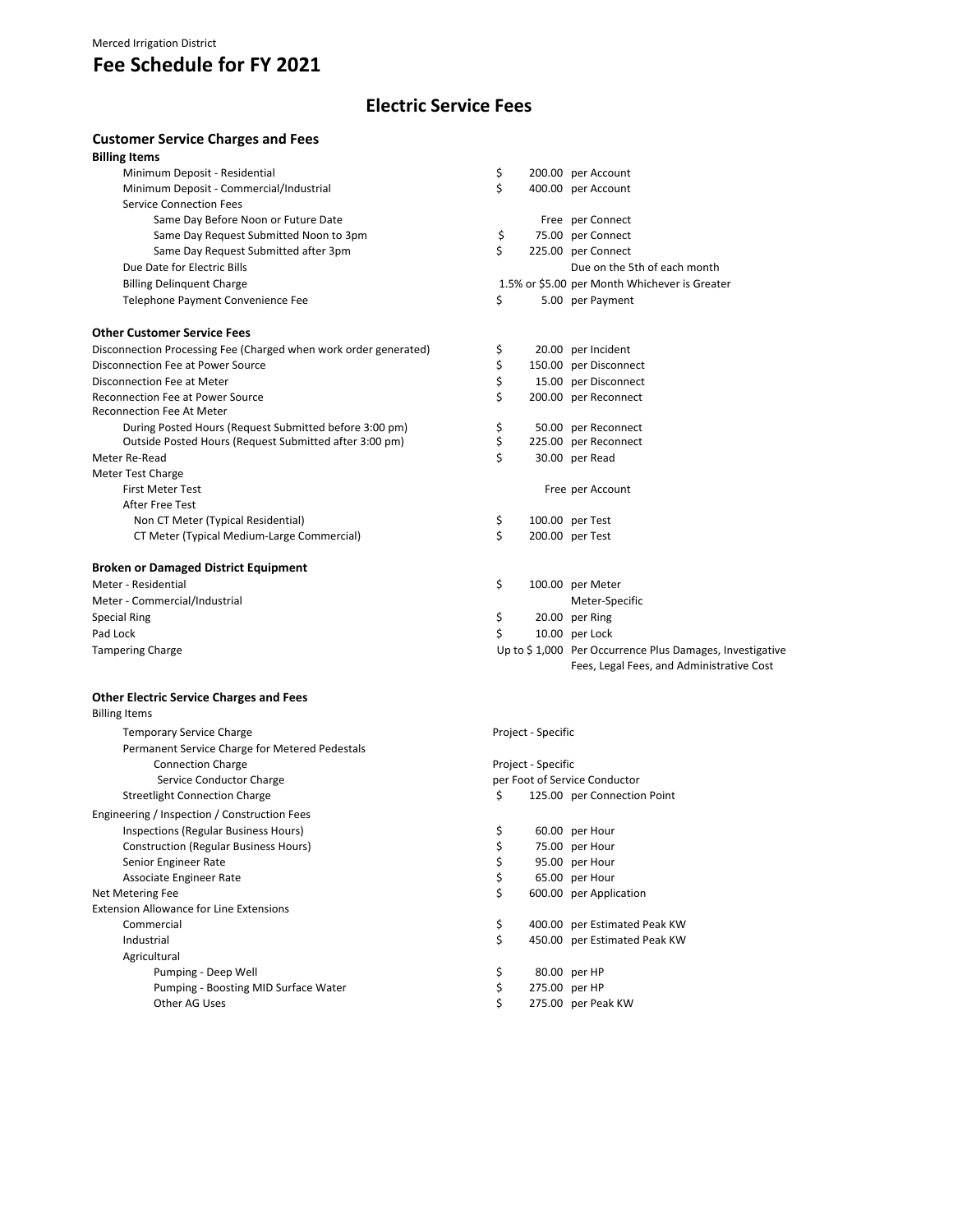Merced Irrigation District

# Fee Schedule for FY 2021

## Electric Service Fees

### Customer Service Charges and Fees

**Billing Items**

| Item | Amount | Unit |
|---|---|---|
| Minimum Deposit - Residential | $ 200.00 | per Account |
| Minimum Deposit - Commercial/Industrial | $ 400.00 | per Account |
| Service Connection Fees | | |
| Same Day Before Noon or Future Date | Free | per Connect |
| Same Day Request Submitted Noon to 3pm | $ 75.00 | per Connect |
| Same Day Request Submitted after 3pm | $ 225.00 | per Connect |
| Due Date for Electric Bills | | Due on the 5th of each month |
| Billing Delinquent Charge | 1.5% or $5.00 | per Month Whichever is Greater |
| Telephone Payment Convenience Fee | $ 5.00 | per Payment |

### Other Customer Service Fees

| Item | Amount | Unit |
|---|---|---|
| Disconnection Processing Fee (Charged when work order generated) | $ 20.00 | per Incident |
| Disconnection Fee at Power Source | $ 150.00 | per Disconnect |
| Disconnection Fee at Meter | $ 15.00 | per Disconnect |
| Reconnection Fee at Power Source | $ 200.00 | per Reconnect |
| Reconnection Fee At Meter | | |
| During Posted Hours (Request Submitted before 3:00 pm) | $ 50.00 | per Reconnect |
| Outside Posted Hours (Request Submitted after 3:00 pm) | $ 225.00 | per Reconnect |
| Meter Re-Read | $ 30.00 | per Read |
| Meter Test Charge | | |
| First Meter Test | Free | per Account |
| After Free Test | | |
| Non CT Meter (Typical Residential) | $ 100.00 | per Test |
| CT Meter (Typical Medium-Large Commercial) | $ 200.00 | per Test |

### Broken or Damaged District Equipment

| Item | Amount | Unit |
|---|---|---|
| Meter - Residential | $ 100.00 | per Meter |
| Meter - Commercial/Industrial | | Meter-Specific |
| Special Ring | $ 20.00 | per Ring |
| Pad Lock | $ 10.00 | per Lock |
| Tampering Charge | Up to $ 1,000 | Per Occurrence Plus Damages, Investigative Fees, Legal Fees, and Administrative Cost |

### Other Electric Service Charges and Fees

Billing Items

| Item | Amount | Unit |
|---|---|---|
| Temporary Service Charge | Project - Specific | |
| Permanent Service Charge for Metered Pedestals | | |
| Connection Charge | Project - Specific | |
| Service Conductor Charge | per Foot of Service Conductor | |
| Streetlight Connection Charge | $ 125.00 | per Connection Point |
| Engineering / Inspection / Construction Fees | | |
| Inspections (Regular Business Hours) | $ 60.00 | per Hour |
| Construction (Regular Business Hours) | $ 75.00 | per Hour |
| Senior Engineer Rate | $ 95.00 | per Hour |
| Associate Engineer Rate | $ 65.00 | per Hour |
| Net Metering Fee | $ 600.00 | per Application |
| Extension Allowance for Line Extensions | | |
| Commercial | $ 400.00 | per Estimated Peak KW |
| Industrial | $ 450.00 | per Estimated Peak KW |
| Agricultural | | |
| Pumping - Deep Well | $ 80.00 | per HP |
| Pumping - Boosting MID Surface Water | $ 275.00 | per HP |
| Other AG Uses | $ 275.00 | per Peak KW |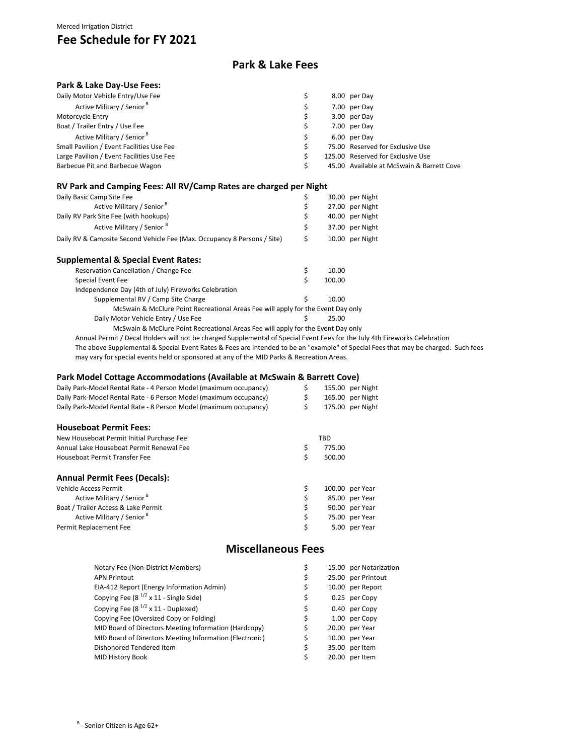Merced Irrigation District

# Fee Schedule for FY 2021

## Park & Lake Fees

### Park & Lake Day-Use Fees:

| | | |
|---|---|---|
| Daily Motor Vehicle Entry/Use Fee | $ 8.00 | per Day |
| Active Military / Senior [B] | $ 7.00 | per Day |
| Motorcycle Entry | $ 3.00 | per Day |
| Boat / Trailer Entry / Use Fee | $ 7.00 | per Day |
| Active Military / Senior [B] | $ 6.00 | per Day |
| Small Pavilion / Event Facilities Use Fee | $ 75.00 | Reserved for Exclusive Use |
| Large Pavilion / Event Facilities Use Fee | $ 125.00 | Reserved for Exclusive Use |
| Barbecue Pit and Barbecue Wagon | $ 45.00 | Available at McSwain & Barrett Cove |

### RV Park and Camping Fees: All RV/Camp Rates are charged per Night

| | | |
|---|---|---|
| Daily Basic Camp Site Fee | $ 30.00 | per Night |
| Active Military / Senior [B] | $ 27.00 | per Night |
| Daily RV Park Site Fee (with hookups) | $ 40.00 | per Night |
| Active Military / Senior [B] | $ 37.00 | per Night |
| Daily RV & Campsite Second Vehicle Fee (Max. Occupancy 8 Persons / Site) | $ 10.00 | per Night |

### Supplemental & Special Event Rates:

| | |
|---|---|
| Reservation Cancellation / Change Fee | $ 10.00 |
| Special Event Fee | $ 100.00 |
| Independence Day (4th of July) Fireworks Celebration | |
| Supplemental RV / Camp Site Charge | $ 10.00 |
| McSwain & McClure Point Recreational Areas Fee will apply for the Event Day only | |
| Daily Motor Vehicle Entry / Use Fee | $ 25.00 |
| McSwain & McClure Point Recreational Areas Fee will apply for the Event Day only | |

Annual Permit / Decal Holders will not be charged Supplemental of Special Event Fees for the July 4th Fireworks Celebration

The above Supplemental & Special Event Rates & Fees are intended to be an "example" of Special Fees that may be charged. Such fees may vary for special events held or sponsored at any of the MID Parks & Recreation Areas.

### Park Model Cottage Accommodations (Available at McSwain & Barrett Cove)

| | | |
|---|---|---|
| Daily Park-Model Rental Rate - 4 Person Model (maximum occupancy) | $ 155.00 | per Night |
| Daily Park-Model Rental Rate - 6 Person Model (maximum occupancy) | $ 165.00 | per Night |
| Daily Park-Model Rental Rate - 8 Person Model (maximum occupancy) | $ 175.00 | per Night |

### Houseboat Permit Fees:

| | |
|---|---|
| New Houseboat Permit Initial Purchase Fee | TBD |
| Annual Lake Houseboat Permit Renewal Fee | $ 775.00 |
| Houseboat Permit Transfer Fee | $ 500.00 |

### Annual Permit Fees (Decals):

| | | |
|---|---|---|
| Vehicle Access Permit | $ 100.00 | per Year |
| Active Military / Senior [B] | $ 85.00 | per Year |
| Boat / Trailer Access & Lake Permit | $ 90.00 | per Year |
| Active Military / Senior [B] | $ 75.00 | per Year |
| Permit Replacement Fee | $ 5.00 | per Year |

## Miscellaneous Fees

| | | |
|---|---|---|
| Notary Fee (Non-District Members) | $ 15.00 | per Notarization |
| APN Printout | $ 25.00 | per Printout |
| EIA-412 Report (Energy Information Admin) | $ 10.00 | per Report |
| Copying Fee (8 1/2 x 11 - Single Side) | $ 0.25 | per Copy |
| Copying Fee (8 1/2 x 11 - Duplexed) | $ 0.40 | per Copy |
| Copying Fee (Oversized Copy or Folding) | $ 1.00 | per Copy |
| MID Board of Directors Meeting Information (Hardcopy) | $ 20.00 | per Year |
| MID Board of Directors Meeting Information (Electronic) | $ 10.00 | per Year |
| Dishonored Tendered Item | $ 35.00 | per Item |
| MID History Book | $ 20.00 | per Item |

[B] - Senior Citizen is Age 62+